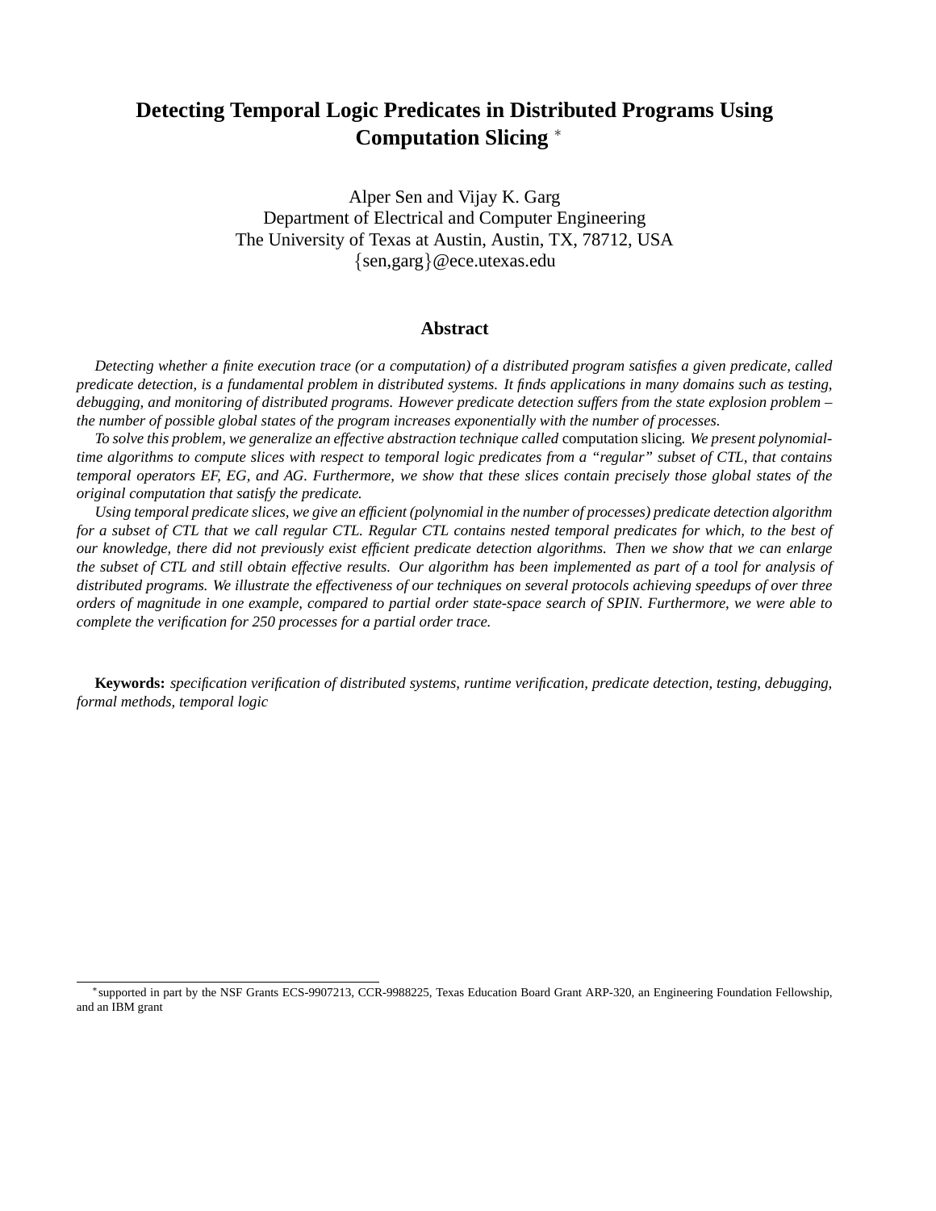# Detecting Temporal Logic Predicates in Distributed Programs Using Computation Slicing *

Alper Sen and Vijay K. Garg
Department of Electrical and Computer Engineering
The University of Texas at Austin, Austin, TX, 78712, USA
{sen,garg}@ece.utexas.edu

## Abstract

*Detecting whether a finite execution trace (or a computation) of a distributed program satisfies a given predicate, called predicate detection, is a fundamental problem in distributed systems. It finds applications in many domains such as testing, debugging, and monitoring of distributed programs. However predicate detection suffers from the state explosion problem – the number of possible global states of the program increases exponentially with the number of processes.*

*To solve this problem, we generalize an effective abstraction technique called* computation slicing*. We present polynomial-time algorithms to compute slices with respect to temporal logic predicates from a "regular" subset of CTL, that contains temporal operators EF, EG, and AG. Furthermore, we show that these slices contain precisely those global states of the original computation that satisfy the predicate.*

*Using temporal predicate slices, we give an efficient (polynomial in the number of processes) predicate detection algorithm for a subset of CTL that we call regular CTL. Regular CTL contains nested temporal predicates for which, to the best of our knowledge, there did not previously exist efficient predicate detection algorithms. Then we show that we can enlarge the subset of CTL and still obtain effective results. Our algorithm has been implemented as part of a tool for analysis of distributed programs. We illustrate the effectiveness of our techniques on several protocols achieving speedups of over three orders of magnitude in one example, compared to partial order state-space search of SPIN. Furthermore, we were able to complete the verification for 250 processes for a partial order trace.*

**Keywords:** *specification verification of distributed systems, runtime verification, predicate detection, testing, debugging, formal methods, temporal logic*

*supported in part by the NSF Grants ECS-9907213, CCR-9988225, Texas Education Board Grant ARP-320, an Engineering Foundation Fellowship, and an IBM grant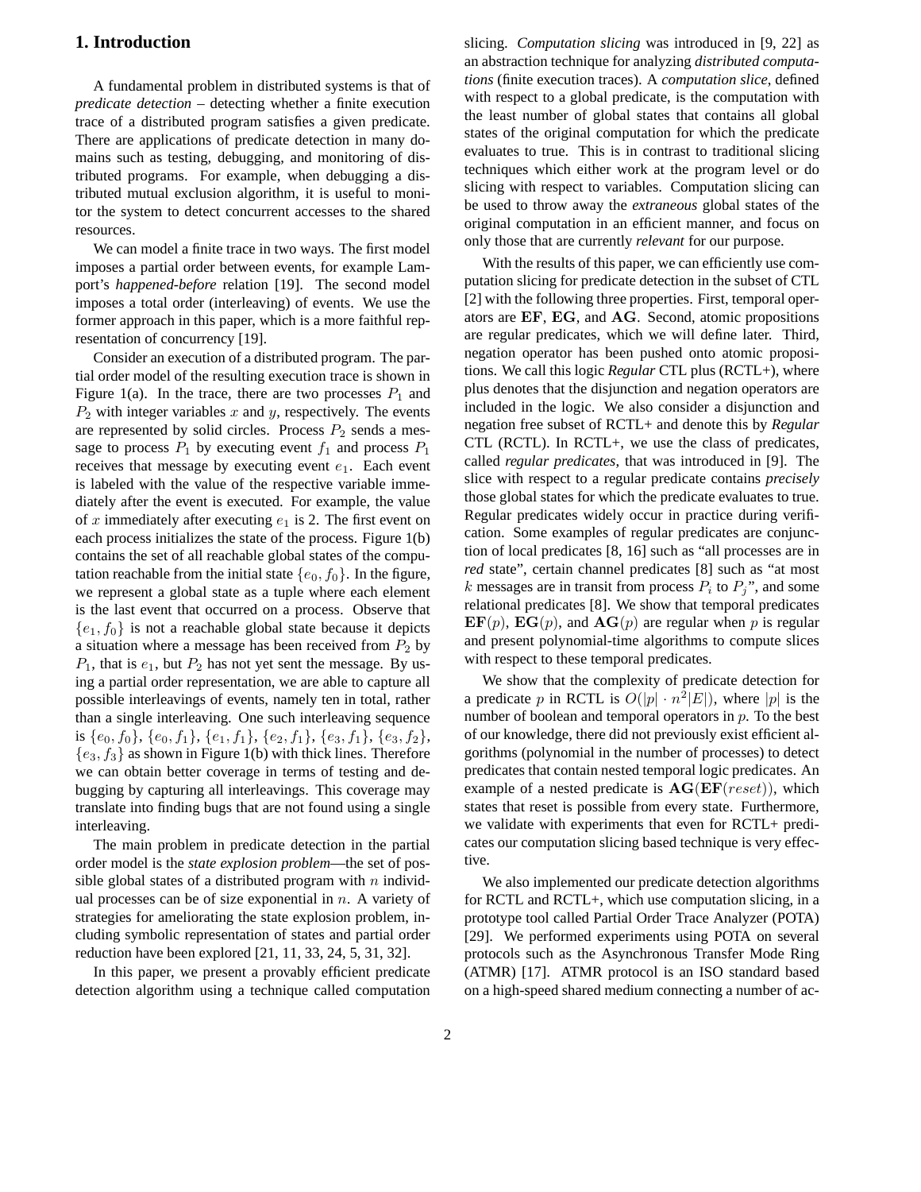## 1. Introduction

A fundamental problem in distributed systems is that of *predicate detection* – detecting whether a finite execution trace of a distributed program satisfies a given predicate. There are applications of predicate detection in many domains such as testing, debugging, and monitoring of distributed programs. For example, when debugging a distributed mutual exclusion algorithm, it is useful to monitor the system to detect concurrent accesses to the shared resources.

We can model a finite trace in two ways. The first model imposes a partial order between events, for example Lamport's *happened-before* relation [19]. The second model imposes a total order (interleaving) of events. We use the former approach in this paper, which is a more faithful representation of concurrency [19].

Consider an execution of a distributed program. The partial order model of the resulting execution trace is shown in Figure 1(a). In the trace, there are two processes $P_1$ and $P_2$ with integer variables $x$ and $y$, respectively. The events are represented by solid circles. Process $P_2$ sends a message to process $P_1$ by executing event $f_1$ and process $P_1$ receives that message by executing event $e_1$. Each event is labeled with the value of the respective variable immediately after the event is executed. For example, the value of $x$ immediately after executing $e_1$ is 2. The first event on each process initializes the state of the process. Figure 1(b) contains the set of all reachable global states of the computation reachable from the initial state $\{e_0, f_0\}$. In the figure, we represent a global state as a tuple where each element is the last event that occurred on a process. Observe that $\{e_1, f_0\}$ is not a reachable global state because it depicts a situation where a message has been received from $P_2$ by $P_1$, that is $e_1$, but $P_2$ has not yet sent the message. By using a partial order representation, we are able to capture all possible interleavings of events, namely ten in total, rather than a single interleaving. One such interleaving sequence is $\{e_0, f_0\}$, $\{e_0, f_1\}$, $\{e_1, f_1\}$, $\{e_2, f_1\}$, $\{e_3, f_1\}$, $\{e_3, f_2\}$, $\{e_3, f_3\}$ as shown in Figure 1(b) with thick lines. Therefore we can obtain better coverage in terms of testing and debugging by capturing all interleavings. This coverage may translate into finding bugs that are not found using a single interleaving.

The main problem in predicate detection in the partial order model is the *state explosion problem*—the set of possible global states of a distributed program with $n$ individual processes can be of size exponential in $n$. A variety of strategies for ameliorating the state explosion problem, including symbolic representation of states and partial order reduction have been explored [21, 11, 33, 24, 5, 31, 32].

In this paper, we present a provably efficient predicate detection algorithm using a technique called computation slicing. *Computation slicing* was introduced in [9, 22] as an abstraction technique for analyzing *distributed computations* (finite execution traces). A *computation slice*, defined with respect to a global predicate, is the computation with the least number of global states that contains all global states of the original computation for which the predicate evaluates to true. This is in contrast to traditional slicing techniques which either work at the program level or do slicing with respect to variables. Computation slicing can be used to throw away the *extraneous* global states of the original computation in an efficient manner, and focus on only those that are currently *relevant* for our purpose.

With the results of this paper, we can efficiently use computation slicing for predicate detection in the subset of CTL [2] with the following three properties. First, temporal operators are $\mathbf{EF}$, $\mathbf{EG}$, and $\mathbf{AG}$. Second, atomic propositions are regular predicates, which we will define later. Third, negation operator has been pushed onto atomic propositions. We call this logic *Regular* CTL plus (RCTL+), where plus denotes that the disjunction and negation operators are included in the logic. We also consider a disjunction and negation free subset of RCTL+ and denote this by *Regular* CTL (RCTL). In RCTL+, we use the class of predicates, called *regular predicates*, that was introduced in [9]. The slice with respect to a regular predicate contains *precisely* those global states for which the predicate evaluates to true. Regular predicates widely occur in practice during verification. Some examples of regular predicates are conjunction of local predicates [8, 16] such as "all processes are in *red* state", certain channel predicates [8] such as "at most $k$ messages are in transit from process $P_i$ to $P_j$", and some relational predicates [8]. We show that temporal predicates $\mathbf{EF}(p)$, $\mathbf{EG}(p)$, and $\mathbf{AG}(p)$ are regular when $p$ is regular and present polynomial-time algorithms to compute slices with respect to these temporal predicates.

We show that the complexity of predicate detection for a predicate $p$ in RCTL is $O(|p| \cdot n^2|E|)$, where $|p|$ is the number of boolean and temporal operators in $p$. To the best of our knowledge, there did not previously exist efficient algorithms (polynomial in the number of processes) to detect predicates that contain nested temporal logic predicates. An example of a nested predicate is $\mathbf{AG}(\mathbf{EF}(reset))$, which states that reset is possible from every state. Furthermore, we validate with experiments that even for RCTL+ predicates our computation slicing based technique is very effective.

We also implemented our predicate detection algorithms for RCTL and RCTL+, which use computation slicing, in a prototype tool called Partial Order Trace Analyzer (POTA) [29]. We performed experiments using POTA on several protocols such as the Asynchronous Transfer Mode Ring (ATMR) [17]. ATMR protocol is an ISO standard based on a high-speed shared medium connecting a number of ac-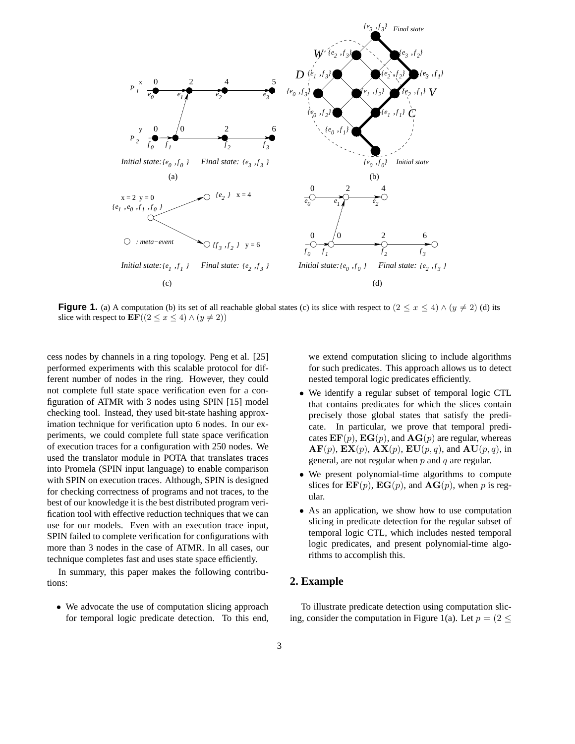**Figure 1.** (a) A computation (b) its set of all reachable global states (c) its slice with respect to $(2 \le x \le 4) \wedge (y \ne 2)$ (d) its slice with respect to $\mathbf{EF}((2 \le x \le 4) \wedge (y \ne 2))$

cess nodes by channels in a ring topology. Peng et al. [25] performed experiments with this scalable protocol for different number of nodes in the ring. However, they could not complete full state space verification even for a configuration of ATMR with 3 nodes using SPIN [15] model checking tool. Instead, they used bit-state hashing approximation technique for verification upto 6 nodes. In our experiments, we could complete full state space verification of execution traces for a configuration with 250 nodes. We used the translator module in POTA that translates traces into Promela (SPIN input language) to enable comparison with SPIN on execution traces. Although, SPIN is designed for checking correctness of programs and not traces, to the best of our knowledge it is the best distributed program verification tool with effective reduction techniques that we can use for our models. Even with an execution trace input, SPIN failed to complete verification for configurations with more than 3 nodes in the case of ATMR. In all cases, our technique completes fast and uses state space efficiently.

In summary, this paper makes the following contributions:

- We advocate the use of computation slicing approach for temporal logic predicate detection. To this end, we extend computation slicing to include algorithms for such predicates. This approach allows us to detect nested temporal logic predicates efficiently.
- We identify a regular subset of temporal logic CTL that contains predicates for which the slices contain precisely those global states that satisfy the predicate. In particular, we prove that temporal predicates $\mathbf{EF}(p)$, $\mathbf{EG}(p)$, and $\mathbf{AG}(p)$ are regular, whereas $\mathbf{AF}(p)$, $\mathbf{EX}(p)$, $\mathbf{AX}(p)$, $\mathbf{EU}(p,q)$, and $\mathbf{AU}(p,q)$, in general, are not regular when $p$ and $q$ are regular.
- We present polynomial-time algorithms to compute slices for $\mathbf{EF}(p)$, $\mathbf{EG}(p)$, and $\mathbf{AG}(p)$, when $p$ is regular.
- As an application, we show how to use computation slicing in predicate detection for the regular subset of temporal logic CTL, which includes nested temporal logic predicates, and present polynomial-time algorithms to accomplish this.

## 2. Example

To illustrate predicate detection using computation slicing, consider the computation in Figure 1(a). Let $p = (2 \le$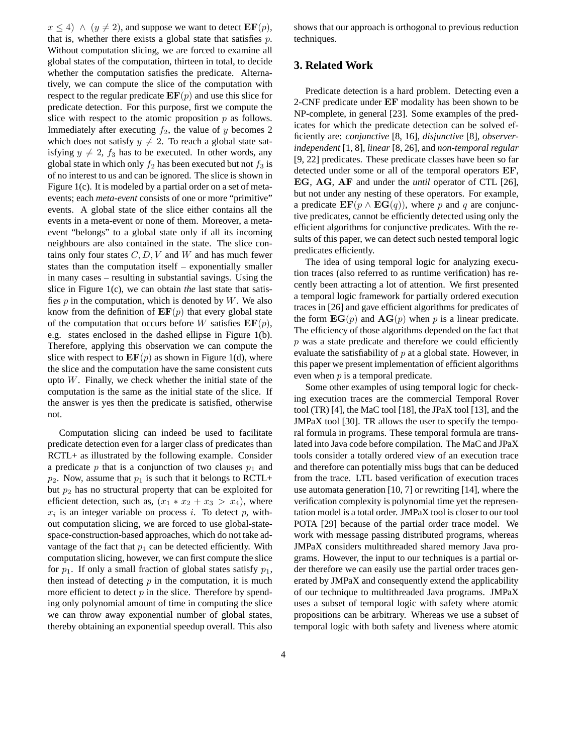$x \leq 4) \wedge (y \neq 2)$, and suppose we want to detect $\mathbf{EF}(p)$, that is, whether there exists a global state that satisfies $p$. Without computation slicing, we are forced to examine all global states of the computation, thirteen in total, to decide whether the computation satisfies the predicate. Alternatively, we can compute the slice of the computation with respect to the regular predicate $\mathbf{EF}(p)$ and use this slice for predicate detection. For this purpose, first we compute the slice with respect to the atomic proposition $p$ as follows. Immediately after executing $f_2$, the value of $y$ becomes 2 which does not satisfy $y \neq 2$. To reach a global state satisfying $y \neq 2$, $f_3$ has to be executed. In other words, any global state in which only $f_2$ has been executed but not $f_3$ is of no interest to us and can be ignored. The slice is shown in Figure 1(c). It is modeled by a partial order on a set of meta-events; each *meta-event* consists of one or more "primitive" events. A global state of the slice either contains all the events in a meta-event or none of them. Moreover, a meta-event "belongs" to a global state only if all its incoming neighbours are also contained in the state. The slice contains only four states $C, D, V$ and $W$ and has much fewer states than the computation itself – exponentially smaller in many cases – resulting in substantial savings. Using the slice in Figure 1(c), we can obtain *the* last state that satisfies $p$ in the computation, which is denoted by $W$. We also know from the definition of $\mathbf{EF}(p)$ that every global state of the computation that occurs before $W$ satisfies $\mathbf{EF}(p)$, e.g. states enclosed in the dashed ellipse in Figure 1(b). Therefore, applying this observation we can compute the slice with respect to $\mathbf{EF}(p)$ as shown in Figure 1(d), where the slice and the computation have the same consistent cuts upto $W$. Finally, we check whether the initial state of the computation is the same as the initial state of the slice. If the answer is yes then the predicate is satisfied, otherwise not.

Computation slicing can indeed be used to facilitate predicate detection even for a larger class of predicates than RCTL+ as illustrated by the following example. Consider a predicate $p$ that is a conjunction of two clauses $p_1$ and $p_2$. Now, assume that $p_1$ is such that it belongs to RCTL+ but $p_2$ has no structural property that can be exploited for efficient detection, such as, $(x_1 * x_2 + x_3 > x_4)$, where $x_i$ is an integer variable on process $i$. To detect $p$, without computation slicing, we are forced to use global-state-space-construction-based approaches, which do not take advantage of the fact that $p_1$ can be detected efficiently. With computation slicing, however, we can first compute the slice for $p_1$. If only a small fraction of global states satisfy $p_1$, then instead of detecting $p$ in the computation, it is much more efficient to detect $p$ in the slice. Therefore by spending only polynomial amount of time in computing the slice we can throw away exponential number of global states, thereby obtaining an exponential speedup overall. This also shows that our approach is orthogonal to previous reduction techniques.

## 3. Related Work

Predicate detection is a hard problem. Detecting even a 2-CNF predicate under $\mathbf{EF}$ modality has been shown to be NP-complete, in general [23]. Some examples of the predicates for which the predicate detection can be solved efficiently are: *conjunctive* [8, 16], *disjunctive* [8], *observer-independent* [1, 8], *linear* [8, 26], and *non-temporal regular* [9, 22] predicates. These predicate classes have been so far detected under some or all of the temporal operators $\mathbf{EF}$, $\mathbf{EG}$, $\mathbf{AG}$, $\mathbf{AF}$ and under the *until* operator of CTL [26], but not under any nesting of these operators. For example, a predicate $\mathbf{EF}(p \wedge \mathbf{EG}(q))$, where $p$ and $q$ are conjunctive predicates, cannot be efficiently detected using only the efficient algorithms for conjunctive predicates. With the results of this paper, we can detect such nested temporal logic predicates efficiently.

The idea of using temporal logic for analyzing execution traces (also referred to as runtime verification) has recently been attracting a lot of attention. We first presented a temporal logic framework for partially ordered execution traces in [26] and gave efficient algorithms for predicates of the form $\mathbf{EG}(p)$ and $\mathbf{AG}(p)$ when $p$ is a linear predicate. The efficiency of those algorithms depended on the fact that $p$ was a state predicate and therefore we could efficiently evaluate the satisfiability of $p$ at a global state. However, in this paper we present implementation of efficient algorithms even when $p$ is a temporal predicate.

Some other examples of using temporal logic for checking execution traces are the commercial Temporal Rover tool (TR) [4], the MaC tool [18], the JPaX tool [13], and the JMPaX tool [30]. TR allows the user to specify the temporal formula in programs. These temporal formula are translated into Java code before compilation. The MaC and JPaX tools consider a totally ordered view of an execution trace and therefore can potentially miss bugs that can be deduced from the trace. LTL based verification of execution traces use automata generation [10, 7] or rewriting [14], where the verification complexity is polynomial time yet the representation model is a total order. JMPaX tool is closer to our tool POTA [29] because of the partial order trace model. We work with message passing distributed programs, whereas JMPaX considers multithreaded shared memory Java programs. However, the input to our techniques is a partial order therefore we can easily use the partial order traces generated by JMPaX and consequently extend the applicability of our technique to multithreaded Java programs. JMPaX uses a subset of temporal logic with safety where atomic propositions can be arbitrary. Whereas we use a subset of temporal logic with both safety and liveness where atomic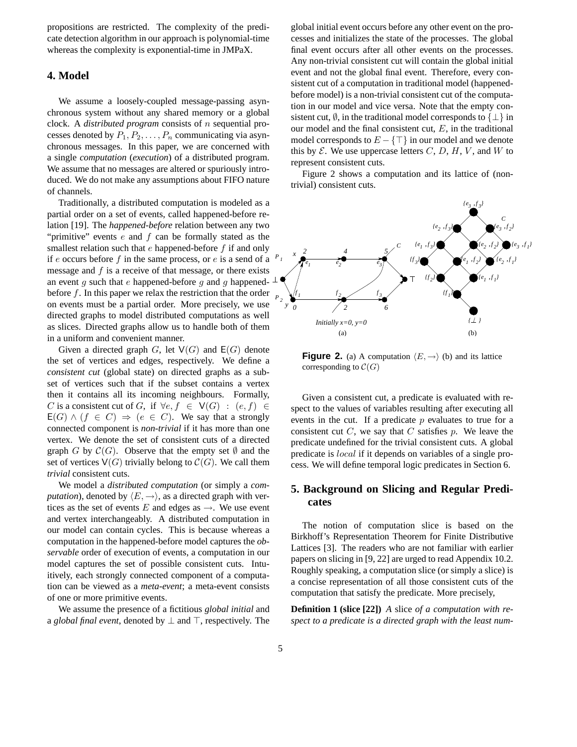propositions are restricted. The complexity of the predicate detection algorithm in our approach is polynomial-time whereas the complexity is exponential-time in JMPaX.

## 4. Model

We assume a loosely-coupled message-passing asynchronous system without any shared memory or a global clock. A *distributed program* consists of $n$ sequential processes denoted by $P_1, P_2, \ldots, P_n$ communicating via asynchronous messages. In this paper, we are concerned with a single *computation* (*execution*) of a distributed program. We assume that no messages are altered or spuriously introduced. We do not make any assumptions about FIFO nature of channels.

Traditionally, a distributed computation is modeled as a partial order on a set of events, called happened-before relation [19]. The *happened-before* relation between any two "primitive" events $e$ and $f$ can be formally stated as the smallest relation such that $e$ happened-before $f$ if and only if $e$ occurs before $f$ in the same process, or $e$ is a send of a message and $f$ is a receive of that message, or there exists an event $g$ such that $e$ happened-before $g$ and $g$ happened-before $f$. In this paper we relax the restriction that the order on events must be a partial order. More precisely, we use directed graphs to model distributed computations as well as slices. Directed graphs allow us to handle both of them in a uniform and convenient manner.

Given a directed graph $G$, let $\mathsf{V}(G)$ and $\mathsf{E}(G)$ denote the set of vertices and edges, respectively. We define a *consistent cut* (global state) on directed graphs as a subset of vertices such that if the subset contains a vertex then it contains all its incoming neighbours. Formally, $C$ is a consistent cut of $G$, if $\forall e, f \in \mathsf{V}(G) : (e, f) \in \mathsf{E}(G) \wedge (f \in C) \Rightarrow (e \in C)$. We say that a strongly connected component is *non-trivial* if it has more than one vertex. We denote the set of consistent cuts of a directed graph $G$ by $\mathcal{C}(G)$. Observe that the empty set $\emptyset$ and the set of vertices $\mathsf{V}(G)$ trivially belong to $\mathcal{C}(G)$. We call them *trivial* consistent cuts.

We model a *distributed computation* (or simply a *computation*), denoted by $\langle E, \rightarrow \rangle$, as a directed graph with vertices as the set of events $E$ and edges as $\rightarrow$. We use event and vertex interchangeably. A distributed computation in our model can contain cycles. This is because whereas a computation in the happened-before model captures the *observable* order of execution of events, a computation in our model captures the set of possible consistent cuts. Intuitively, each strongly connected component of a computation can be viewed as a *meta-event*; a meta-event consists of one or more primitive events.

We assume the presence of a fictitious *global initial* and a *global final event*, denoted by $\bot$ and $\top$, respectively. The global initial event occurs before any other event on the processes and initializes the state of the processes. The global final event occurs after all other events on the processes. Any non-trivial consistent cut will contain the global initial event and not the global final event. Therefore, every consistent cut of a computation in traditional model (happened-before model) is a non-trivial consistent cut of the computation in our model and vice versa. Note that the empty consistent cut, $\emptyset$, in the traditional model corresponds to $\{\bot\}$ in our model and the final consistent cut, $E$, in the traditional model corresponds to $E - \{\top\}$ in our model and we denote this by $\mathcal{E}$. We use uppercase letters $C$, $D$, $H$, $V$, and $W$ to represent consistent cuts.

Figure 2 shows a computation and its lattice of (non-trivial) consistent cuts.

**Figure 2.** (a) A computation $\langle E, \rightarrow \rangle$ (b) and its lattice corresponding to $\mathcal{C}(G)$

Given a consistent cut, a predicate is evaluated with respect to the values of variables resulting after executing all events in the cut. If a predicate $p$ evaluates to true for a consistent cut $C$, we say that $C$ satisfies $p$. We leave the predicate undefined for the trivial consistent cuts. A global predicate is $local$ if it depends on variables of a single process. We will define temporal logic predicates in Section 6.

## 5. Background on Slicing and Regular Predicates

The notion of computation slice is based on the Birkhoff's Representation Theorem for Finite Distributive Lattices [3]. The readers who are not familiar with earlier papers on slicing in [9, 22] are urged to read Appendix 10.2. Roughly speaking, a computation slice (or simply a slice) is a concise representation of all those consistent cuts of the computation that satisfy the predicate. More precisely,

**Definition 1 (slice [22])** *A* slice *of a computation with respect to a predicate is a directed graph with the least num-*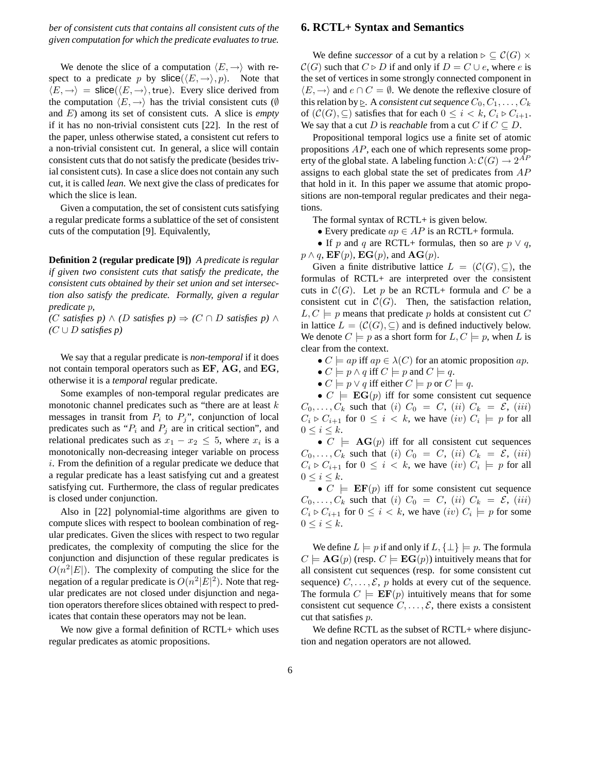*ber of consistent cuts that contains all consistent cuts of the given computation for which the predicate evaluates to true.*

We denote the slice of a computation $\langle E, \rightarrow \rangle$ with respect to a predicate $p$ by $\mathsf{slice}(\langle E, \rightarrow \rangle, p)$. Note that $\langle E, \rightarrow \rangle = \mathsf{slice}(\langle E, \rightarrow \rangle, \mathsf{true})$. Every slice derived from the computation $\langle E, \rightarrow \rangle$ has the trivial consistent cuts ($\emptyset$ and $E$) among its set of consistent cuts. A slice is *empty* if it has no non-trivial consistent cuts [22]. In the rest of the paper, unless otherwise stated, a consistent cut refers to a non-trivial consistent cut. In general, a slice will contain consistent cuts that do not satisfy the predicate (besides trivial consistent cuts). In case a slice does not contain any such cut, it is called *lean*. We next give the class of predicates for which the slice is lean.

Given a computation, the set of consistent cuts satisfying a regular predicate forms a sublattice of the set of consistent cuts of the computation [9]. Equivalently,

**Definition 2 (regular predicate [9])** *A predicate is regular if given two consistent cuts that satisfy the predicate, the consistent cuts obtained by their set union and set intersection also satisfy the predicate. Formally, given a regular predicate $p$,*
*($C$ satisfies $p$) $\wedge$ ($D$ satisfies $p$) $\Rightarrow$ ($C \cap D$ satisfies $p$) $\wedge$ ($C \cup D$ satisfies $p$)*

We say that a regular predicate is *non-temporal* if it does not contain temporal operators such as $\mathbf{EF}$, $\mathbf{AG}$, and $\mathbf{EG}$, otherwise it is a *temporal* regular predicate.

Some examples of non-temporal regular predicates are monotonic channel predicates such as "there are at least $k$ messages in transit from $P_i$ to $P_j$", conjunction of local predicates such as "$P_i$ and $P_j$ are in critical section", and relational predicates such as $x_1 - x_2 \leq 5$, where $x_i$ is a monotonically non-decreasing integer variable on process $i$. From the definition of a regular predicate we deduce that a regular predicate has a least satisfying cut and a greatest satisfying cut. Furthermore, the class of regular predicates is closed under conjunction.

Also in [22] polynomial-time algorithms are given to compute slices with respect to boolean combination of regular predicates. Given the slices with respect to two regular predicates, the complexity of computing the slice for the conjunction and disjunction of these regular predicates is $O(n^2|E|)$. The complexity of computing the slice for the negation of a regular predicate is $O(n^2|E|^2)$. Note that regular predicates are not closed under disjunction and negation operators therefore slices obtained with respect to predicates that contain these operators may not be lean.

We now give a formal definition of RCTL+ which uses regular predicates as atomic propositions.

## 6. RCTL+ Syntax and Semantics

We define *successor* of a cut by a relation $\triangleright \subseteq \mathcal{C}(G) \times \mathcal{C}(G)$ such that $C \triangleright D$ if and only if $D = C \cup e$, where $e$ is the set of vertices in some strongly connected component in $\langle E, \rightarrow \rangle$ and $e \cap C = \emptyset$. We denote the reflexive closure of this relation by $\trianglerighteq$. A *consistent cut sequence* $C_0, C_1, \ldots, C_k$ of $(\mathcal{C}(G), \subseteq)$ satisfies that for each $0 \leq i < k$, $C_i \triangleright C_{i+1}$. We say that a cut $D$ is *reachable* from a cut $C$ if $C \subseteq D$.

Propositional temporal logics use a finite set of atomic propositions $AP$, each one of which represents some property of the global state. A labeling function $\lambda \colon \mathcal{C}(G) \rightarrow 2^{AP}$ assigns to each global state the set of predicates from $AP$ that hold in it. In this paper we assume that atomic propositions are non-temporal regular predicates and their negations.

The formal syntax of RCTL+ is given below.

- Every predicate $ap \in AP$ is an RCTL+ formula.
- If $p$ and $q$ are RCTL+ formulas, then so are $p \vee q$, $p \wedge q$, $\mathbf{EF}(p)$, $\mathbf{EG}(p)$, and $\mathbf{AG}(p)$.

Given a finite distributive lattice $L = (\mathcal{C}(G), \subseteq)$, the formulas of RCTL+ are interpreted over the consistent cuts in $\mathcal{C}(G)$. Let $p$ be an RCTL+ formula and $C$ be a consistent cut in $\mathcal{C}(G)$. Then, the satisfaction relation, $L, C \models p$ means that predicate $p$ holds at consistent cut $C$ in lattice $L = (\mathcal{C}(G), \subseteq)$ and is defined inductively below. We denote $C \models p$ as a short form for $L, C \models p$, when $L$ is clear from the context.

- $C \models ap$ iff $ap \in \lambda(C)$ for an atomic proposition $ap$.
- $C \models p \wedge q$ iff $C \models p$ and $C \models q$.
- $C \models p \vee q$ iff either $C \models p$ or $C \models q$.
- $C \models \mathbf{EG}(p)$ iff for some consistent cut sequence $C_0, \ldots, C_k$ such that $(i)$ $C_0 = C$, $(ii)$ $C_k = \mathcal{E}$, $(iii)$ $C_i \triangleright C_{i+1}$ for $0 \leq i < k$, we have $(iv)$ $C_i \models p$ for all $0 \leq i \leq k$.
- $C \models \mathbf{AG}(p)$ iff for all consistent cut sequences $C_0, \ldots, C_k$ such that $(i)$ $C_0 = C$, $(ii)$ $C_k = \mathcal{E}$, $(iii)$ $C_i \triangleright C_{i+1}$ for $0 \leq i < k$, we have $(iv)$ $C_i \models p$ for all $0 \leq i \leq k$.
- $C \models \mathbf{EF}(p)$ iff for some consistent cut sequence $C_0, \ldots, C_k$ such that $(i)$ $C_0 = C$, $(ii)$ $C_k = \mathcal{E}$, $(iii)$ $C_i \triangleright C_{i+1}$ for $0 \leq i < k$, we have $(iv)$ $C_i \models p$ for some $0 \leq i \leq k$.

We define $L \models p$ if and only if $L, \{\bot\} \models p$. The formula $C \models \mathbf{AG}(p)$ (resp. $C \models \mathbf{EG}(p)$) intuitively means that for all consistent cut sequences (resp. for some consistent cut sequence) $C, \ldots, \mathcal{E}$, $p$ holds at every cut of the sequence. The formula $C \models \mathbf{EF}(p)$ intuitively means that for some consistent cut sequence $C, \ldots, \mathcal{E}$, there exists a consistent cut that satisfies $p$.

We define RCTL as the subset of RCTL+ where disjunction and negation operators are not allowed.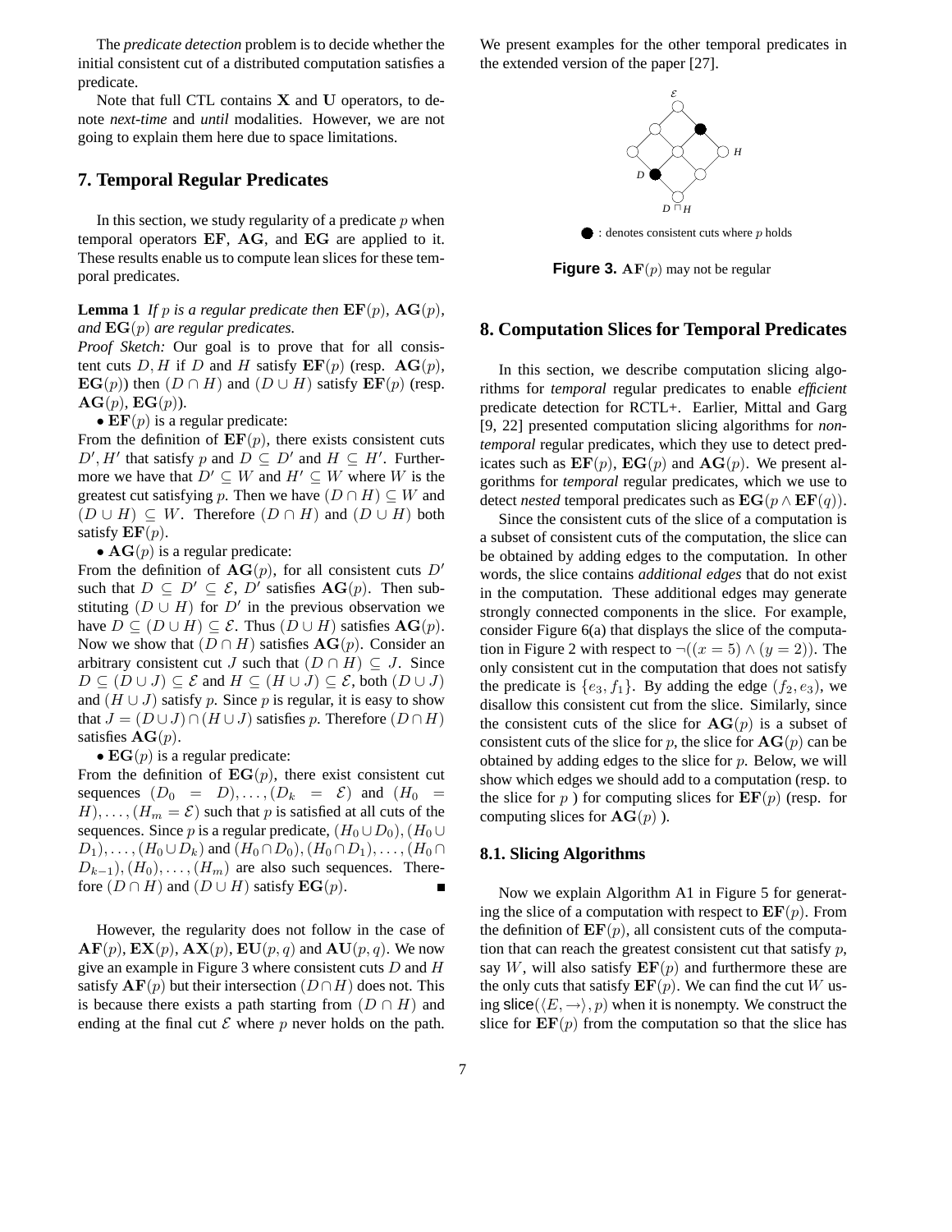The *predicate detection* problem is to decide whether the initial consistent cut of a distributed computation satisfies a predicate.

Note that full CTL contains $\mathbf{X}$ and $\mathbf{U}$ operators, to denote *next-time* and *until* modalities. However, we are not going to explain them here due to space limitations.

## 7. Temporal Regular Predicates

In this section, we study regularity of a predicate $p$ when temporal operators $\mathbf{EF}$, $\mathbf{AG}$, and $\mathbf{EG}$ are applied to it. These results enable us to compute lean slices for these temporal predicates.

**Lemma 1** *If $p$ is a regular predicate then $\mathbf{EF}(p)$, $\mathbf{AG}(p)$, and $\mathbf{EG}(p)$ are regular predicates.*

*Proof Sketch:* Our goal is to prove that for all consistent cuts $D, H$ if $D$ and $H$ satisfy $\mathbf{EF}(p)$ (resp. $\mathbf{AG}(p)$, $\mathbf{EG}(p)$) then $(D \cap H)$ and $(D \cup H)$ satisfy $\mathbf{EF}(p)$ (resp. $\mathbf{AG}(p)$, $\mathbf{EG}(p)$).

• $\mathbf{EF}(p)$ is a regular predicate:

From the definition of $\mathbf{EF}(p)$, there exists consistent cuts $D', H'$ that satisfy $p$ and $D \subseteq D'$ and $H \subseteq H'$. Furthermore we have that $D' \subseteq W$ and $H' \subseteq W$ where $W$ is the greatest cut satisfying $p$. Then we have $(D \cap H) \subseteq W$ and $(D \cup H) \subseteq W$. Therefore $(D \cap H)$ and $(D \cup H)$ both satisfy $\mathbf{EF}(p)$.

• $\mathbf{AG}(p)$ is a regular predicate:

From the definition of $\mathbf{AG}(p)$, for all consistent cuts $D'$ such that $D \subseteq D' \subseteq \mathcal{E}$, $D'$ satisfies $\mathbf{AG}(p)$. Then substituting $(D \cup H)$ for $D'$ in the previous observation we have $D \subseteq (D \cup H) \subseteq \mathcal{E}$. Thus $(D \cup H)$ satisfies $\mathbf{AG}(p)$. Now we show that $(D \cap H)$ satisfies $\mathbf{AG}(p)$. Consider an arbitrary consistent cut $J$ such that $(D \cap H) \subseteq J$. Since $D \subseteq (D \cup J) \subseteq \mathcal{E}$ and $H \subseteq (H \cup J) \subseteq \mathcal{E}$, both $(D \cup J)$ and $(H \cup J)$ satisfy $p$. Since $p$ is regular, it is easy to show that $J = (D \cup J) \cap (H \cup J)$ satisfies $p$. Therefore $(D \cap H)$ satisfies $\mathbf{AG}(p)$.

• $\mathbf{EG}(p)$ is a regular predicate:

From the definition of $\mathbf{EG}(p)$, there exist consistent cut sequences $(D_0 = D), \ldots, (D_k = \mathcal{E})$ and $(H_0 = H), \ldots, (H_m = \mathcal{E})$ such that $p$ is satisfied at all cuts of the sequences. Since $p$ is a regular predicate, $(H_0 \cup D_0), (H_0 \cup D_1), \ldots, (H_0 \cup D_k)$ and $(H_0 \cap D_0), (H_0 \cap D_1), \ldots, (H_0 \cap D_{k-1}), (H_0), \ldots, (H_m)$ are also such sequences. Therefore $(D \cap H)$ and $(D \cup H)$ satisfy $\mathbf{EG}(p)$. ∎

However, the regularity does not follow in the case of $\mathbf{AF}(p)$, $\mathbf{EX}(p)$, $\mathbf{AX}(p)$, $\mathbf{EU}(p, q)$ and $\mathbf{AU}(p, q)$. We now give an example in Figure 3 where consistent cuts $D$ and $H$ satisfy $\mathbf{AF}(p)$ but their intersection $(D \cap H)$ does not. This is because there exists a path starting from $(D \cap H)$ and ending at the final cut $\mathcal{E}$ where $p$ never holds on the path. We present examples for the other temporal predicates in the extended version of the paper [27].

● : denotes consistent cuts where $p$ holds

**Figure 3.** $\mathbf{AF}(p)$ may not be regular

## 8. Computation Slices for Temporal Predicates

In this section, we describe computation slicing algorithms for *temporal* regular predicates to enable *efficient* predicate detection for RCTL+. Earlier, Mittal and Garg [9, 22] presented computation slicing algorithms for *non-temporal* regular predicates, which they use to detect predicates such as $\mathbf{EF}(p)$, $\mathbf{EG}(p)$ and $\mathbf{AG}(p)$. We present algorithms for *temporal* regular predicates, which we use to detect *nested* temporal predicates such as $\mathbf{EG}(p \wedge \mathbf{EF}(q))$.

Since the consistent cuts of the slice of a computation is a subset of consistent cuts of the computation, the slice can be obtained by adding edges to the computation. In other words, the slice contains *additional edges* that do not exist in the computation. These additional edges may generate strongly connected components in the slice. For example, consider Figure 6(a) that displays the slice of the computation in Figure 2 with respect to $\neg((x = 5) \wedge (y = 2))$. The only consistent cut in the computation that does not satisfy the predicate is $\{e_3, f_1\}$. By adding the edge $(f_2, e_3)$, we disallow this consistent cut from the slice. Similarly, since the consistent cuts of the slice for $\mathbf{AG}(p)$ is a subset of consistent cuts of the slice for $p$, the slice for $\mathbf{AG}(p)$ can be obtained by adding edges to the slice for $p$. Below, we will show which edges we should add to a computation (resp. to the slice for $p$ ) for computing slices for $\mathbf{EF}(p)$ (resp. for computing slices for $\mathbf{AG}(p)$ ).

### 8.1. Slicing Algorithms

Now we explain Algorithm A1 in Figure 5 for generating the slice of a computation with respect to $\mathbf{EF}(p)$. From the definition of $\mathbf{EF}(p)$, all consistent cuts of the computation that can reach the greatest consistent cut that satisfy $p$, say $W$, will also satisfy $\mathbf{EF}(p)$ and furthermore these are the only cuts that satisfy $\mathbf{EF}(p)$. We can find the cut $W$ using $\mathsf{slice}(\langle E, \rightarrow \rangle, p)$ when it is nonempty. We construct the slice for $\mathbf{EF}(p)$ from the computation so that the slice has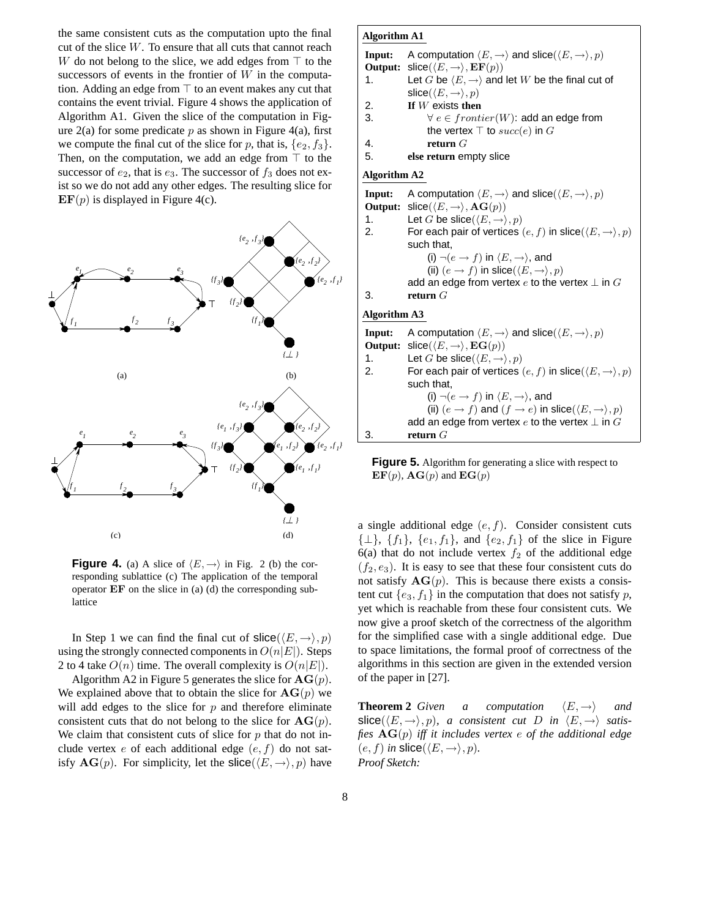the same consistent cuts as the computation upto the final cut of the slice $W$. To ensure that all cuts that cannot reach $W$ do not belong to the slice, we add edges from $\top$ to the successors of events in the frontier of $W$ in the computation. Adding an edge from $\top$ to an event makes any cut that contains the event trivial. Figure 4 shows the application of Algorithm A1. Given the slice of the computation in Figure 2(a) for some predicate $p$ as shown in Figure 4(a), first we compute the final cut of the slice for $p$, that is, $\{e_2, f_3\}$. Then, on the computation, we add an edge from $\top$ to the successor of $e_2$, that is $e_3$. The successor of $f_3$ does not exist so we do not add any other edges. The resulting slice for $\mathbf{EF}(p)$ is displayed in Figure 4(c).

**Figure 4.** (a) A slice of $\langle E, \rightarrow \rangle$ in Fig. 2 (b) the corresponding sublattice (c) The application of the temporal operator $\mathbf{EF}$ on the slice in (a) (d) the corresponding sublattice

In Step 1 we can find the final cut of $\mathsf{slice}(\langle E, \rightarrow \rangle, p)$ using the strongly connected components in $O(n|E|)$. Steps 2 to 4 take $O(n)$ time. The overall complexity is $O(n|E|)$.

Algorithm A2 in Figure 5 generates the slice for $\mathbf{AG}(p)$. We explained above that to obtain the slice for $\mathbf{AG}(p)$ we will add edges to the slice for $p$ and therefore eliminate consistent cuts that do not belong to the slice for $\mathbf{AG}(p)$. We claim that consistent cuts of slice for $p$ that do not include vertex $e$ of each additional edge $(e, f)$ do not satisfy $\mathbf{AG}(p)$. For simplicity, let the $\mathsf{slice}(\langle E, \rightarrow \rangle, p)$ have

**Algorithm A1**

**Input:** A computation $\langle E, \rightarrow \rangle$ and $\mathsf{slice}(\langle E, \rightarrow \rangle, p)$
**Output:** $\mathsf{slice}(\langle E, \rightarrow \rangle, \mathbf{EF}(p))$
1. Let $G$ be $\langle E, \rightarrow \rangle$ and let $W$ be the final cut of $\mathsf{slice}(\langle E, \rightarrow \rangle, p)$
2. **If** $W$ exists **then**
3. $\quad \forall\, e \in frontier(W)$: add an edge from the vertex $\top$ to $succ(e)$ in $G$
4. $\quad$ **return** $G$
5. **else return** empty slice

**Algorithm A2**

**Input:** A computation $\langle E, \rightarrow \rangle$ and $\mathsf{slice}(\langle E, \rightarrow \rangle, p)$
**Output:** $\mathsf{slice}(\langle E, \rightarrow \rangle, \mathbf{AG}(p))$
1. Let $G$ be $\mathsf{slice}(\langle E, \rightarrow \rangle, p)$
2. For each pair of vertices $(e, f)$ in $\mathsf{slice}(\langle E, \rightarrow \rangle, p)$ such that,
   (i) $\neg(e \rightarrow f)$ in $\langle E, \rightarrow \rangle$, and
   (ii) $(e \rightarrow f)$ in $\mathsf{slice}(\langle E, \rightarrow \rangle, p)$
   add an edge from vertex $e$ to the vertex $\bot$ in $G$
3. **return** $G$

**Algorithm A3**

**Input:** A computation $\langle E, \rightarrow \rangle$ and $\mathsf{slice}(\langle E, \rightarrow \rangle, p)$
**Output:** $\mathsf{slice}(\langle E, \rightarrow \rangle, \mathbf{EG}(p))$
1. Let $G$ be $\mathsf{slice}(\langle E, \rightarrow \rangle, p)$
2. For each pair of vertices $(e, f)$ in $\mathsf{slice}(\langle E, \rightarrow \rangle, p)$ such that,
   (i) $\neg(e \rightarrow f)$ in $\langle E, \rightarrow \rangle$, and
   (ii) $(e \rightarrow f)$ and $(f \rightarrow e)$ in $\mathsf{slice}(\langle E, \rightarrow \rangle, p)$
   add an edge from vertex $e$ to the vertex $\bot$ in $G$
3. **return** $G$

**Figure 5.** Algorithm for generating a slice with respect to $\mathbf{EF}(p)$, $\mathbf{AG}(p)$ and $\mathbf{EG}(p)$

a single additional edge $(e, f)$. Consider consistent cuts $\{\bot\}$, $\{f_1\}$, $\{e_1, f_1\}$, and $\{e_2, f_1\}$ of the slice in Figure 6(a) that do not include vertex $f_2$ of the additional edge $(f_2, e_3)$. It is easy to see that these four consistent cuts do not satisfy $\mathbf{AG}(p)$. This is because there exists a consistent cut $\{e_3, f_1\}$ in the computation that does not satisfy $p$, yet which is reachable from these four consistent cuts. We now give a proof sketch of the correctness of the algorithm for the simplified case with a single additional edge. Due to space limitations, the formal proof of correctness of the algorithms in this section are given in the extended version of the paper in [27].

**Theorem 2** *Given a computation $\langle E, \rightarrow \rangle$ and $\mathsf{slice}(\langle E, \rightarrow \rangle, p)$, a consistent cut $D$ in $\langle E, \rightarrow \rangle$ satisfies $\mathbf{AG}(p)$ iff it includes vertex $e$ of the additional edge $(e, f)$ in $\mathsf{slice}(\langle E, \rightarrow \rangle, p)$.*
*Proof Sketch:*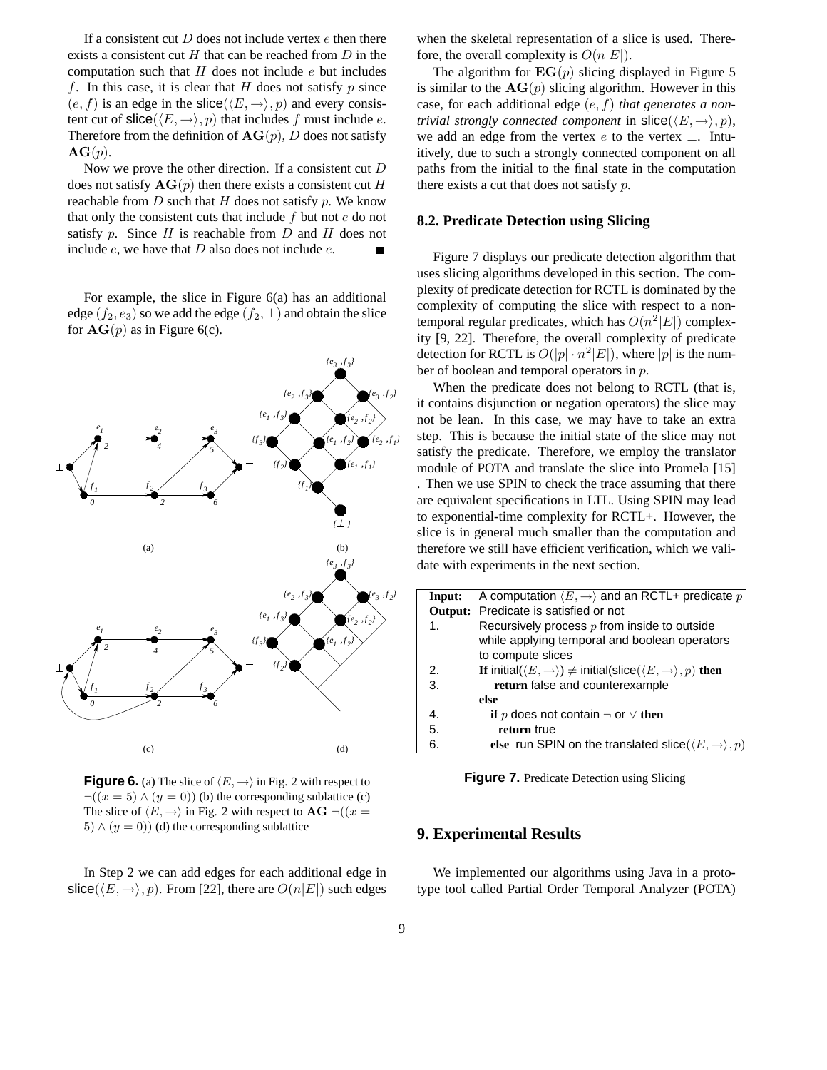If a consistent cut $D$ does not include vertex $e$ then there exists a consistent cut $H$ that can be reached from $D$ in the computation such that $H$ does not include $e$ but includes $f$. In this case, it is clear that $H$ does not satisfy $p$ since $(e, f)$ is an edge in the slice$(\langle E, \rightarrow\rangle, p)$ and every consistent cut of slice$(\langle E, \rightarrow\rangle, p)$ that includes $f$ must include $e$. Therefore from the definition of $\mathbf{AG}(p)$, $D$ does not satisfy $\mathbf{AG}(p)$.

Now we prove the other direction. If a consistent cut $D$ does not satisfy $\mathbf{AG}(p)$ then there exists a consistent cut $H$ reachable from $D$ such that $H$ does not satisfy $p$. We know that only the consistent cuts that include $f$ but not $e$ do not satisfy $p$. Since $H$ is reachable from $D$ and $H$ does not include $e$, we have that $D$ also does not include $e$. ∎

For example, the slice in Figure 6(a) has an additional edge $(f_2, e_3)$ so we add the edge $(f_2, \bot)$ and obtain the slice for $\mathbf{AG}(p)$ as in Figure 6(c).

**Figure 6.** (a) The slice of $\langle E, \rightarrow\rangle$ in Fig. 2 with respect to $\neg((x = 5) \wedge (y = 0))$ (b) the corresponding sublattice (c) The slice of $\langle E, \rightarrow\rangle$ in Fig. 2 with respect to $\mathbf{AG}\ \neg((x = 5) \wedge (y = 0))$ (d) the corresponding sublattice

In Step 2 we can add edges for each additional edge in slice$(\langle E, \rightarrow\rangle, p)$. From [22], there are $O(n|E|)$ such edges when the skeletal representation of a slice is used. Therefore, the overall complexity is $O(n|E|)$.

The algorithm for $\mathbf{EG}(p)$ slicing displayed in Figure 5 is similar to the $\mathbf{AG}(p)$ slicing algorithm. However in this case, for each additional edge $(e, f)$ *that generates a non-trivial strongly connected component* in slice$(\langle E, \rightarrow\rangle, p)$, we add an edge from the vertex $e$ to the vertex $\bot$. Intuitively, due to such a strongly connected component on all paths from the initial to the final state in the computation there exists a cut that does not satisfy $p$.

### 8.2. Predicate Detection using Slicing

Figure 7 displays our predicate detection algorithm that uses slicing algorithms developed in this section. The complexity of predicate detection for RCTL is dominated by the complexity of computing the slice with respect to a non-temporal regular predicates, which has $O(n^2|E|)$ complexity [9, 22]. Therefore, the overall complexity of predicate detection for RCTL is $O(|p| \cdot n^2|E|)$, where $|p|$ is the number of boolean and temporal operators in $p$.

When the predicate does not belong to RCTL (that is, it contains disjunction or negation operators) the slice may not be lean. In this case, we may have to take an extra step. This is because the initial state of the slice may not satisfy the predicate. Therefore, we employ the translator module of POTA and translate the slice into Promela [15] . Then we use SPIN to check the trace assuming that there are equivalent specifications in LTL. Using SPIN may lead to exponential-time complexity for RCTL+. However, the slice is in general much smaller than the computation and therefore we still have efficient verification, which we validate with experiments in the next section.

| | |
|---|---|
| **Input:** | A computation $\langle E, \rightarrow\rangle$ and an RCTL+ predicate $p$ |
| **Output:** | Predicate is satisfied or not |
| 1. | Recursively process $p$ from inside to outside while applying temporal and boolean operators to compute slices |
| 2. | **If** initial$(\langle E, \rightarrow\rangle) \neq$ initial(slice$(\langle E, \rightarrow\rangle, p)$ **then** |
| 3. | **return** false and counterexample |
| | **else** |
| 4. | **if** $p$ does not contain $\neg$ or $\vee$ **then** |
| 5. | **return** true |
| 6. | **else** run SPIN on the translated slice$(\langle E, \rightarrow\rangle, p)$ |

**Figure 7.** Predicate Detection using Slicing

## 9. Experimental Results

We implemented our algorithms using Java in a prototype tool called Partial Order Temporal Analyzer (POTA)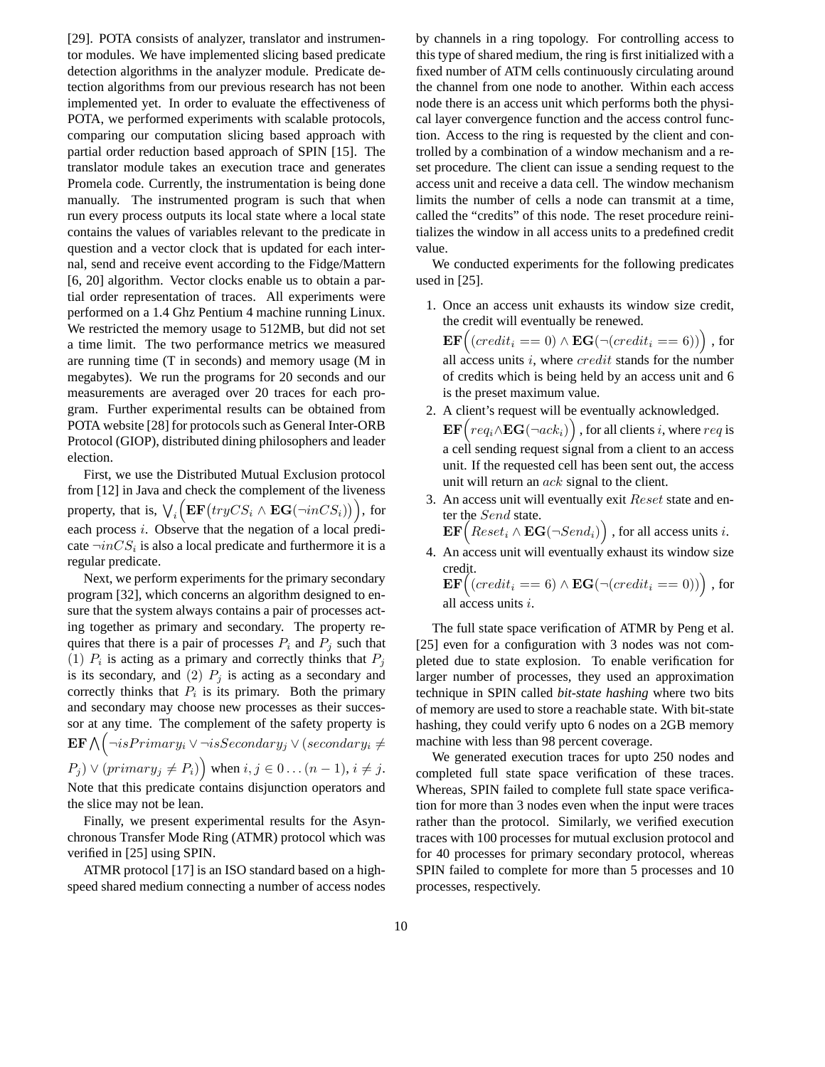[29]. POTA consists of analyzer, translator and instrumentor modules. We have implemented slicing based predicate detection algorithms in the analyzer module. Predicate detection algorithms from our previous research has not been implemented yet. In order to evaluate the effectiveness of POTA, we performed experiments with scalable protocols, comparing our computation slicing based approach with partial order reduction based approach of SPIN [15]. The translator module takes an execution trace and generates Promela code. Currently, the instrumentation is being done manually. The instrumented program is such that when run every process outputs its local state where a local state contains the values of variables relevant to the predicate in question and a vector clock that is updated for each internal, send and receive event according to the Fidge/Mattern [6, 20] algorithm. Vector clocks enable us to obtain a partial order representation of traces. All experiments were performed on a 1.4 Ghz Pentium 4 machine running Linux. We restricted the memory usage to 512MB, but did not set a time limit. The two performance metrics we measured are running time (T in seconds) and memory usage (M in megabytes). We run the programs for 20 seconds and our measurements are averaged over 20 traces for each program. Further experimental results can be obtained from POTA website [28] for protocols such as General Inter-ORB Protocol (GIOP), distributed dining philosophers and leader election.

First, we use the Distributed Mutual Exclusion protocol from [12] in Java and check the complement of the liveness property, that is, $\bigvee_i \Big(\mathbf{EF}\big(tryCS_i \wedge \mathbf{EG}(\neg inCS_i)\big)\Big)$, for each process $i$. Observe that the negation of a local predicate $\neg inCS_i$ is also a local predicate and furthermore it is a regular predicate.

Next, we perform experiments for the primary secondary program [32], which concerns an algorithm designed to ensure that the system always contains a pair of processes acting together as primary and secondary. The property requires that there is a pair of processes $P_i$ and $P_j$ such that (1) $P_i$ is acting as a primary and correctly thinks that $P_j$ is its secondary, and (2) $P_j$ is acting as a secondary and correctly thinks that $P_i$ is its primary. Both the primary and secondary may choose new processes as their successor at any time. The complement of the safety property is $\mathbf{EF} \bigwedge \Big(\neg isPrimary_i \vee \neg isSecondary_j \vee (secondary_i \neq P_j) \vee (primary_j \neq P_i)\Big)$ when $i, j \in 0 \ldots (n-1)$, $i \neq j$. Note that this predicate contains disjunction operators and the slice may not be lean.

Finally, we present experimental results for the Asynchronous Transfer Mode Ring (ATMR) protocol which was verified in [25] using SPIN.

ATMR protocol [17] is an ISO standard based on a high-speed shared medium connecting a number of access nodes by channels in a ring topology. For controlling access to this type of shared medium, the ring is first initialized with a fixed number of ATM cells continuously circulating around the channel from one node to another. Within each access node there is an access unit which performs both the physical layer convergence function and the access control function. Access to the ring is requested by the client and controlled by a combination of a window mechanism and a reset procedure. The client can issue a sending request to the access unit and receive a data cell. The window mechanism limits the number of cells a node can transmit at a time, called the "credits" of this node. The reset procedure reinitializes the window in all access units to a predefined credit value.

We conducted experiments for the following predicates used in [25].

1. Once an access unit exhausts its window size credit, the credit will eventually be renewed.
   $\mathbf{EF}\Big((credit_i == 0) \wedge \mathbf{EG}(\neg(credit_i == 6))\Big)$ , for all access units $i$, where $credit$ stands for the number of credits which is being held by an access unit and 6 is the preset maximum value.
2. A client's request will be eventually acknowledged.
   $\mathbf{EF}\Big(req_i \wedge \mathbf{EG}(\neg ack_i)\Big)$ , for all clients $i$, where $req$ is a cell sending request signal from a client to an access unit. If the requested cell has been sent out, the access unit will return an $ack$ signal to the client.
3. An access unit will eventually exit $Reset$ state and enter the $Send$ state.
   $\mathbf{EF}\Big(Reset_i \wedge \mathbf{EG}(\neg Send_i)\Big)$ , for all access units $i$.
4. An access unit will eventually exhaust its window size credit.
   $\mathbf{EF}\Big((credit_i == 6) \wedge \mathbf{EG}(\neg(credit_i == 0))\Big)$ , for all access units $i$.

The full state space verification of ATMR by Peng et al. [25] even for a configuration with 3 nodes was not completed due to state explosion. To enable verification for larger number of processes, they used an approximation technique in SPIN called ***bit-state hashing*** where two bits of memory are used to store a reachable state. With bit-state hashing, they could verify upto 6 nodes on a 2GB memory machine with less than 98 percent coverage.

We generated execution traces for upto 250 nodes and completed full state space verification of these traces. Whereas, SPIN failed to complete full state space verification for more than 3 nodes even when the input were traces rather than the protocol. Similarly, we verified execution traces with 100 processes for mutual exclusion protocol and for 40 processes for primary secondary protocol, whereas SPIN failed to complete for more than 5 processes and 10 processes, respectively.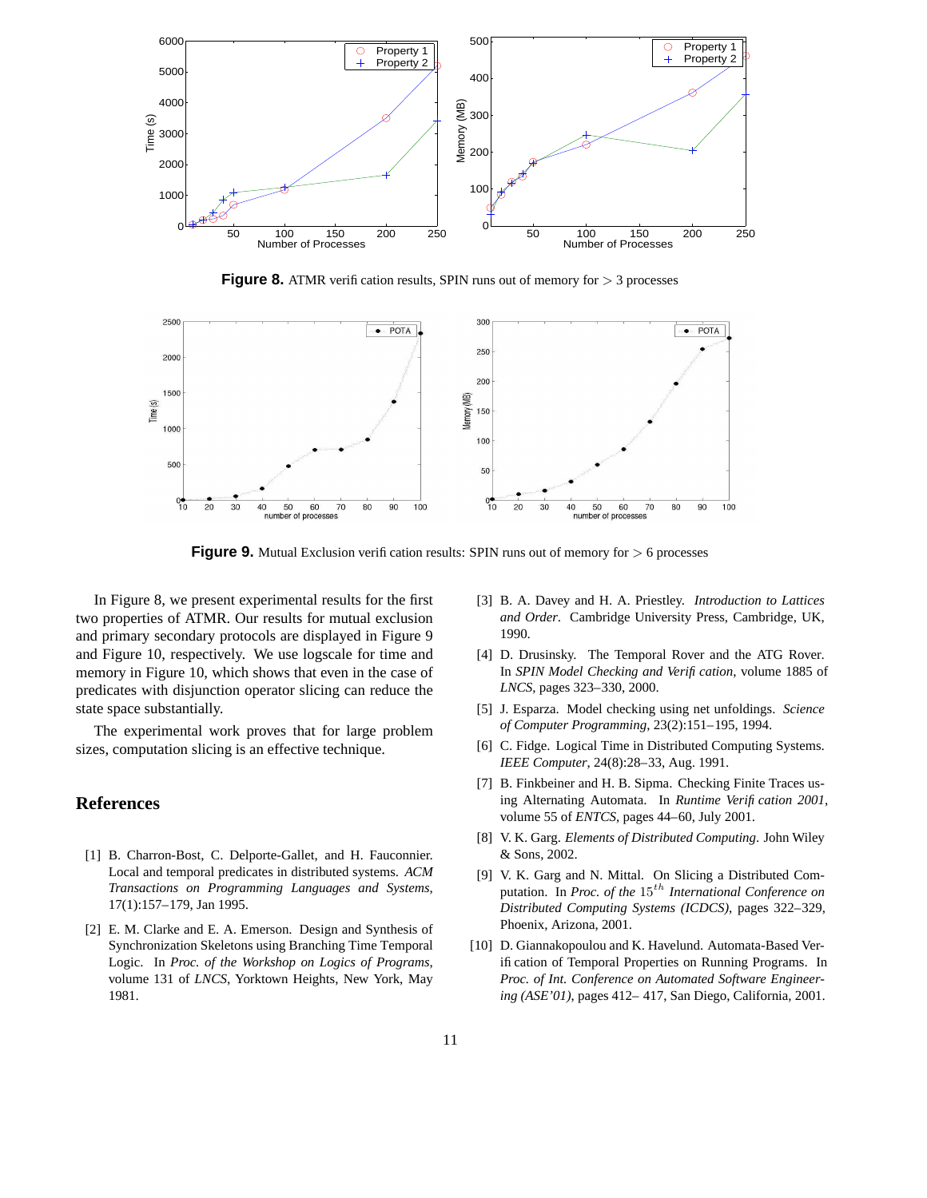**Figure 8.** ATMR verification results, SPIN runs out of memory for $> 3$ processes

**Figure 9.** Mutual Exclusion verification results: SPIN runs out of memory for $> 6$ processes

In Figure 8, we present experimental results for the first two properties of ATMR. Our results for mutual exclusion and primary secondary protocols are displayed in Figure 9 and Figure 10, respectively. We use logscale for time and memory in Figure 10, which shows that even in the case of predicates with disjunction operator slicing can reduce the state space substantially.

The experimental work proves that for large problem sizes, computation slicing is an effective technique.

## References

[1] B. Charron-Bost, C. Delporte-Gallet, and H. Fauconnier. Local and temporal predicates in distributed systems. *ACM Transactions on Programming Languages and Systems*, 17(1):157–179, Jan 1995.

[2] E. M. Clarke and E. A. Emerson. Design and Synthesis of Synchronization Skeletons using Branching Time Temporal Logic. In *Proc. of the Workshop on Logics of Programs*, volume 131 of *LNCS*, Yorktown Heights, New York, May 1981.

[3] B. A. Davey and H. A. Priestley. *Introduction to Lattices and Order*. Cambridge University Press, Cambridge, UK, 1990.

[4] D. Drusinsky. The Temporal Rover and the ATG Rover. In *SPIN Model Checking and Verification*, volume 1885 of *LNCS*, pages 323–330, 2000.

[5] J. Esparza. Model checking using net unfoldings. *Science of Computer Programming*, 23(2):151–195, 1994.

[6] C. Fidge. Logical Time in Distributed Computing Systems. *IEEE Computer*, 24(8):28–33, Aug. 1991.

[7] B. Finkbeiner and H. B. Sipma. Checking Finite Traces using Alternating Automata. In *Runtime Verification 2001*, volume 55 of *ENTCS*, pages 44–60, July 2001.

[8] V. K. Garg. *Elements of Distributed Computing*. John Wiley & Sons, 2002.

[9] V. K. Garg and N. Mittal. On Slicing a Distributed Computation. In *Proc. of the $15^{th}$ International Conference on Distributed Computing Systems (ICDCS)*, pages 322–329, Phoenix, Arizona, 2001.

[10] D. Giannakopoulou and K. Havelund. Automata-Based Verification of Temporal Properties on Running Programs. In *Proc. of Int. Conference on Automated Software Engineering (ASE'01)*, pages 412– 417, San Diego, California, 2001.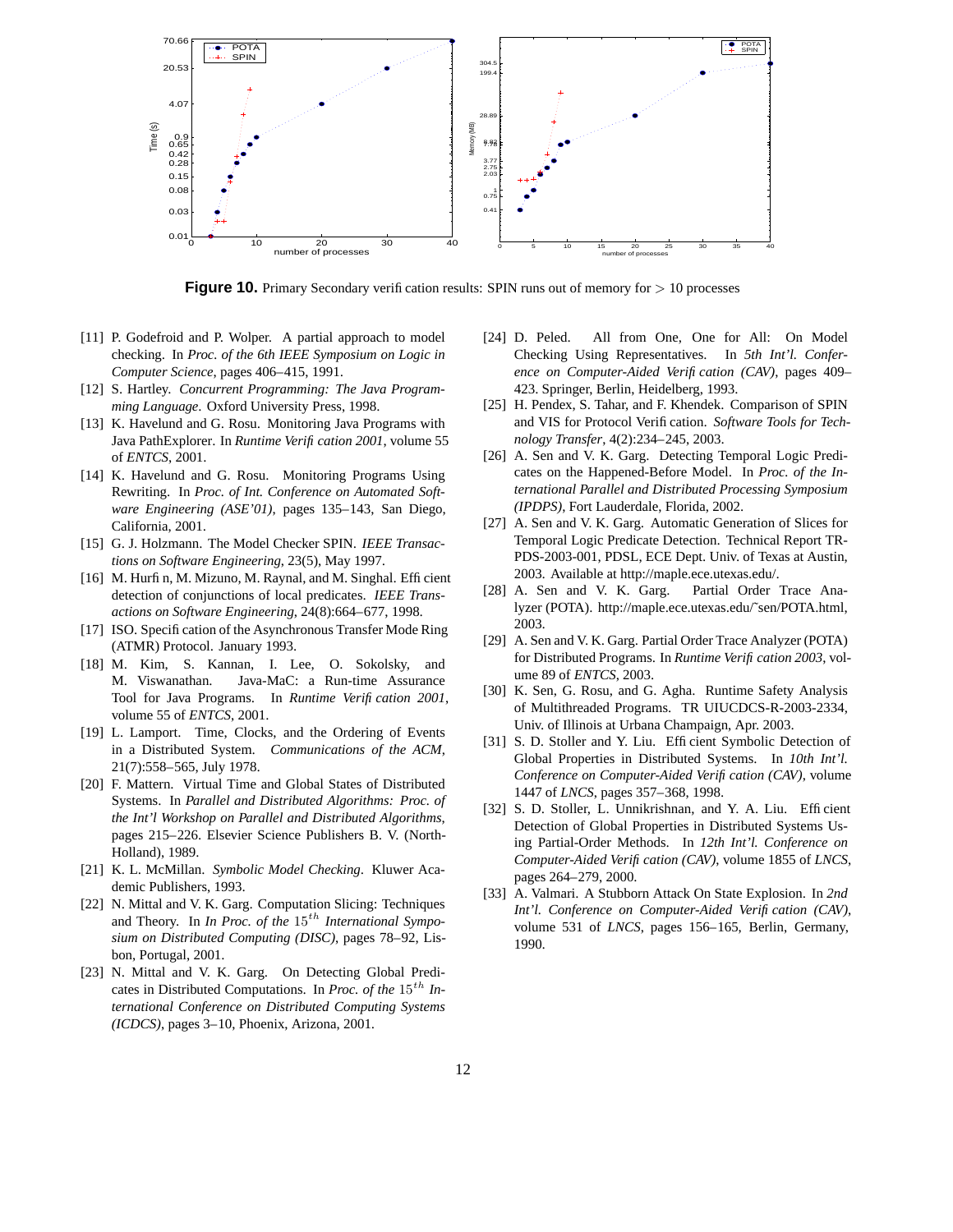**Figure 10.** Primary Secondary verification results: SPIN runs out of memory for $> 10$ processes

[11] P. Godefroid and P. Wolper. A partial approach to model checking. In *Proc. of the 6th IEEE Symposium on Logic in Computer Science*, pages 406–415, 1991.

[12] S. Hartley. *Concurrent Programming: The Java Programming Language*. Oxford University Press, 1998.

[13] K. Havelund and G. Rosu. Monitoring Java Programs with Java PathExplorer. In *Runtime Verification 2001*, volume 55 of *ENTCS*, 2001.

[14] K. Havelund and G. Rosu. Monitoring Programs Using Rewriting. In *Proc. of Int. Conference on Automated Software Engineering (ASE'01)*, pages 135–143, San Diego, California, 2001.

[15] G. J. Holzmann. The Model Checker SPIN. *IEEE Transactions on Software Engineering*, 23(5), May 1997.

[16] M. Hurfin, M. Mizuno, M. Raynal, and M. Singhal. Efficient detection of conjunctions of local predicates. *IEEE Transactions on Software Engineering*, 24(8):664–677, 1998.

[17] ISO. Specification of the Asynchronous Transfer Mode Ring (ATMR) Protocol. January 1993.

[18] M. Kim, S. Kannan, I. Lee, O. Sokolsky, and M. Viswanathan. Java-MaC: a Run-time Assurance Tool for Java Programs. In *Runtime Verification 2001*, volume 55 of *ENTCS*, 2001.

[19] L. Lamport. Time, Clocks, and the Ordering of Events in a Distributed System. *Communications of the ACM*, 21(7):558–565, July 1978.

[20] F. Mattern. Virtual Time and Global States of Distributed Systems. In *Parallel and Distributed Algorithms: Proc. of the Int'l Workshop on Parallel and Distributed Algorithms*, pages 215–226. Elsevier Science Publishers B. V. (North-Holland), 1989.

[21] K. L. McMillan. *Symbolic Model Checking*. Kluwer Academic Publishers, 1993.

[22] N. Mittal and V. K. Garg. Computation Slicing: Techniques and Theory. In *In Proc. of the $15^{th}$ International Symposium on Distributed Computing (DISC)*, pages 78–92, Lisbon, Portugal, 2001.

[23] N. Mittal and V. K. Garg. On Detecting Global Predicates in Distributed Computations. In *Proc. of the $15^{th}$ International Conference on Distributed Computing Systems (ICDCS)*, pages 3–10, Phoenix, Arizona, 2001.

[24] D. Peled. All from One, One for All: On Model Checking Using Representatives. In *5th Int'l. Conference on Computer-Aided Verification (CAV)*, pages 409–423. Springer, Berlin, Heidelberg, 1993.

[25] H. Pendex, S. Tahar, and F. Khendek. Comparison of SPIN and VIS for Protocol Verification. *Software Tools for Technology Transfer*, 4(2):234–245, 2003.

[26] A. Sen and V. K. Garg. Detecting Temporal Logic Predicates on the Happened-Before Model. In *Proc. of the International Parallel and Distributed Processing Symposium (IPDPS)*, Fort Lauderdale, Florida, 2002.

[27] A. Sen and V. K. Garg. Automatic Generation of Slices for Temporal Logic Predicate Detection. Technical Report TR-PDS-2003-001, PDSL, ECE Dept. Univ. of Texas at Austin, 2003. Available at http://maple.ece.utexas.edu/.

[28] A. Sen and V. K. Garg. Partial Order Trace Analyzer (POTA). http://maple.ece.utexas.edu/~sen/POTA.html, 2003.

[29] A. Sen and V. K. Garg. Partial Order Trace Analyzer (POTA) for Distributed Programs. In *Runtime Verification 2003*, volume 89 of *ENTCS*, 2003.

[30] K. Sen, G. Rosu, and G. Agha. Runtime Safety Analysis of Multithreaded Programs. TR UIUCDCS-R-2003-2334, Univ. of Illinois at Urbana Champaign, Apr. 2003.

[31] S. D. Stoller and Y. Liu. Efficient Symbolic Detection of Global Properties in Distributed Systems. In *10th Int'l. Conference on Computer-Aided Verification (CAV)*, volume 1447 of *LNCS*, pages 357–368, 1998.

[32] S. D. Stoller, L. Unnikrishnan, and Y. A. Liu. Efficient Detection of Global Properties in Distributed Systems Using Partial-Order Methods. In *12th Int'l. Conference on Computer-Aided Verification (CAV)*, volume 1855 of *LNCS*, pages 264–279, 2000.

[33] A. Valmari. A Stubborn Attack On State Explosion. In *2nd Int'l. Conference on Computer-Aided Verification (CAV)*, volume 531 of *LNCS*, pages 156–165, Berlin, Germany, 1990.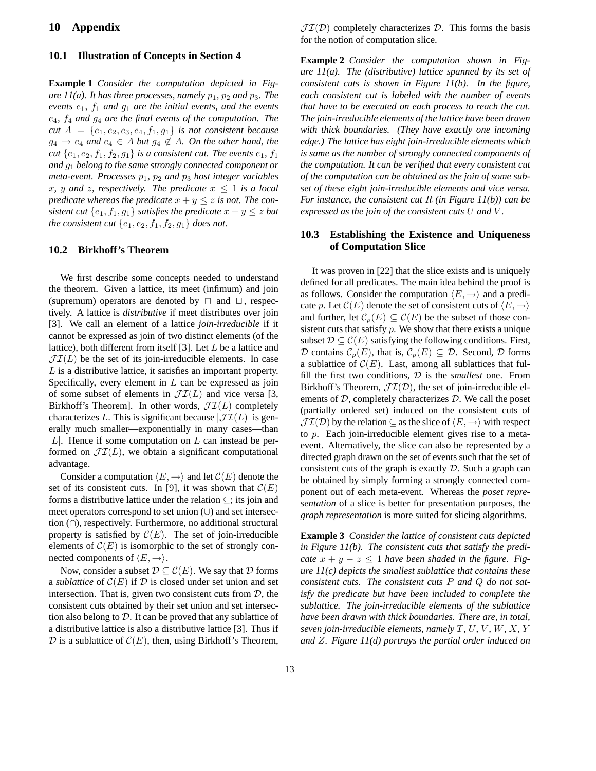# 10 Appendix

## 10.1 Illustration of Concepts in Section 4

**Example 1** *Consider the computation depicted in Figure 11(a). It has three processes, namely $p_1$, $p_2$ and $p_3$. The events $e_1$, $f_1$ and $g_1$ are the initial events, and the events $e_4$, $f_4$ and $g_4$ are the final events of the computation. The cut $A = \{e_1, e_2, e_3, e_4, f_1, g_1\}$ is not consistent because $g_4 \rightarrow e_4$ and $e_4 \in A$ but $g_4 \notin A$. On the other hand, the cut $\{e_1, e_2, f_1, f_2, g_1\}$ is a consistent cut. The events $e_1$, $f_1$ and $g_1$ belong to the same strongly connected component or meta-event. Processes $p_1$, $p_2$ and $p_3$ host integer variables $x$, $y$ and $z$, respectively. The predicate $x \leq 1$ is a local predicate whereas the predicate $x + y \leq z$ is not. The consistent cut $\{e_1, f_1, g_1\}$ satisfies the predicate $x + y \leq z$ but the consistent cut $\{e_1, e_2, f_1, f_2, g_1\}$ does not.*

## 10.2 Birkhoff's Theorem

We first describe some concepts needed to understand the theorem. Given a lattice, its meet (infimum) and join (supremum) operators are denoted by $\sqcap$ and $\sqcup$, respectively. A lattice is *distributive* if meet distributes over join [3]. We call an element of a lattice *join-irreducible* if it cannot be expressed as join of two distinct elements (of the lattice), both different from itself [3]. Let $L$ be a lattice and $\mathcal{JI}(L)$ be the set of its join-irreducible elements. In case $L$ is a distributive lattice, it satisfies an important property. Specifically, every element in $L$ can be expressed as join of some subset of elements in $\mathcal{JI}(L)$ and vice versa [3, Birkhoff's Theorem]. In other words, $\mathcal{JI}(L)$ completely characterizes $L$. This is significant because $|\mathcal{JI}(L)|$ is generally much smaller—exponentially in many cases—than $|L|$. Hence if some computation on $L$ can instead be performed on $\mathcal{JI}(L)$, we obtain a significant computational advantage.

Consider a computation $\langle E, \rightarrow \rangle$ and let $\mathcal{C}(E)$ denote the set of its consistent cuts. In [9], it was shown that $\mathcal{C}(E)$ forms a distributive lattice under the relation $\subseteq$; its join and meet operators correspond to set union ($\cup$) and set intersection ($\cap$), respectively. Furthermore, no additional structural property is satisfied by $\mathcal{C}(E)$. The set of join-irreducible elements of $\mathcal{C}(E)$ is isomorphic to the set of strongly connected components of $\langle E, \rightarrow \rangle$.

Now, consider a subset $\mathcal{D} \subseteq \mathcal{C}(E)$. We say that $\mathcal{D}$ forms a *sublattice* of $\mathcal{C}(E)$ if $\mathcal{D}$ is closed under set union and set intersection. That is, given two consistent cuts from $\mathcal{D}$, the consistent cuts obtained by their set union and set intersection also belong to $\mathcal{D}$. It can be proved that any sublattice of a distributive lattice is also a distributive lattice [3]. Thus if $\mathcal{D}$ is a sublattice of $\mathcal{C}(E)$, then, using Birkhoff's Theorem, $\mathcal{JI}(\mathcal{D})$ completely characterizes $\mathcal{D}$. This forms the basis for the notion of computation slice.

**Example 2** *Consider the computation shown in Figure 11(a). The (distributive) lattice spanned by its set of consistent cuts is shown in Figure 11(b). In the figure, each consistent cut is labeled with the number of events that have to be executed on each process to reach the cut. The join-irreducible elements of the lattice have been drawn with thick boundaries. (They have exactly one incoming edge.) The lattice has eight join-irreducible elements which is same as the number of strongly connected components of the computation. It can be verified that every consistent cut of the computation can be obtained as the join of some subset of these eight join-irreducible elements and vice versa. For instance, the consistent cut $R$ (in Figure 11(b)) can be expressed as the join of the consistent cuts $U$ and $V$.*

## 10.3 Establishing the Existence and Uniqueness of Computation Slice

It was proven in [22] that the slice exists and is uniquely defined for all predicates. The main idea behind the proof is as follows. Consider the computation $\langle E, \rightarrow \rangle$ and a predicate $p$. Let $\mathcal{C}(E)$ denote the set of consistent cuts of $\langle E, \rightarrow \rangle$ and further, let $\mathcal{C}_p(E) \subseteq \mathcal{C}(E)$ be the subset of those consistent cuts that satisfy $p$. We show that there exists a unique subset $\mathcal{D} \subseteq \mathcal{C}(E)$ satisfying the following conditions. First, $\mathcal{D}$ contains $\mathcal{C}_p(E)$, that is, $\mathcal{C}_p(E) \subseteq \mathcal{D}$. Second, $\mathcal{D}$ forms a sublattice of $\mathcal{C}(E)$. Last, among all sublattices that fulfill the first two conditions, $\mathcal{D}$ is the *smallest* one. From Birkhoff's Theorem, $\mathcal{JI}(\mathcal{D})$, the set of join-irreducible elements of $\mathcal{D}$, completely characterizes $\mathcal{D}$. We call the poset (partially ordered set) induced on the consistent cuts of $\mathcal{JI}(\mathcal{D})$ by the relation $\subseteq$ as the slice of $\langle E, \rightarrow \rangle$ with respect to $p$. Each join-irreducible element gives rise to a meta-event. Alternatively, the slice can also be represented by a directed graph drawn on the set of events such that the set of consistent cuts of the graph is exactly $\mathcal{D}$. Such a graph can be obtained by simply forming a strongly connected component out of each meta-event. Whereas the *poset representation* of a slice is better for presentation purposes, the *graph representation* is more suited for slicing algorithms.

**Example 3** *Consider the lattice of consistent cuts depicted in Figure 11(b). The consistent cuts that satisfy the predicate $x + y - z \leq 1$ have been shaded in the figure. Figure 11(c) depicts the smallest sublattice that contains these consistent cuts. The consistent cuts $P$ and $Q$ do not satisfy the predicate but have been included to complete the sublattice. The join-irreducible elements of the sublattice have been drawn with thick boundaries. There are, in total, seven join-irreducible elements, namely $T$, $U$, $V$, $W$, $X$, $Y$ and $Z$. Figure 11(d) portrays the partial order induced on*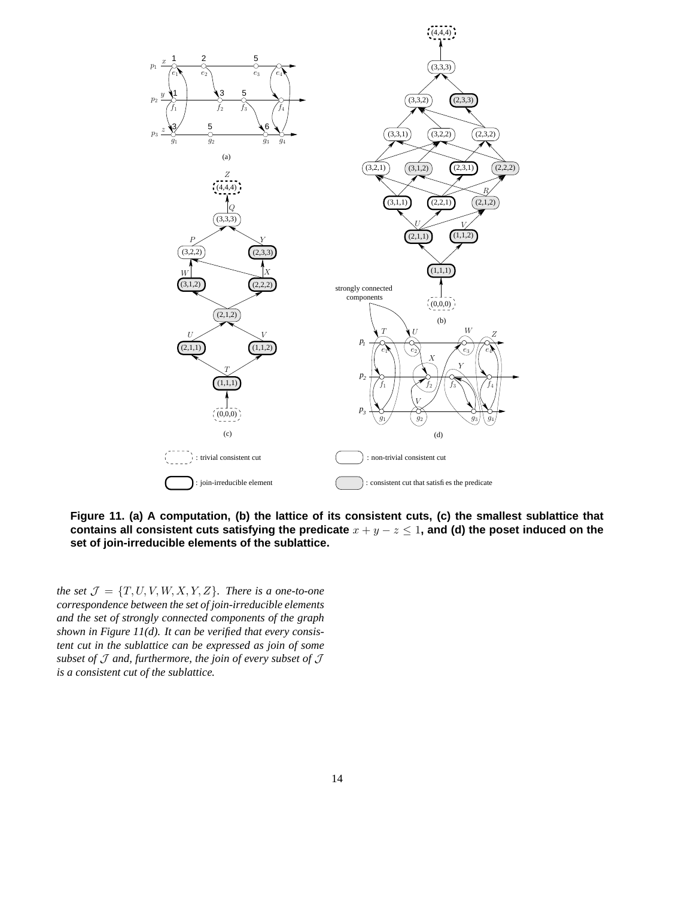(a)

(b)

(c)

(d)

: trivial consistent cut

: non-trivial consistent cut

: join-irreducible element

: consistent cut that satisfies the predicate

**Figure 11. (a) A computation, (b) the lattice of its consistent cuts, (c) the smallest sublattice that contains all consistent cuts satisfying the predicate $x + y - z \leq 1$, and (d) the poset induced on the set of join-irreducible elements of the sublattice.**

*the set $\mathcal{J} = \{T, U, V, W, X, Y, Z\}$. There is a one-to-one correspondence between the set of join-irreducible elements and the set of strongly connected components of the graph shown in Figure 11(d). It can be verified that every consistent cut in the sublattice can be expressed as join of some subset of $\mathcal{J}$ and, furthermore, the join of every subset of $\mathcal{J}$ is a consistent cut of the sublattice.*